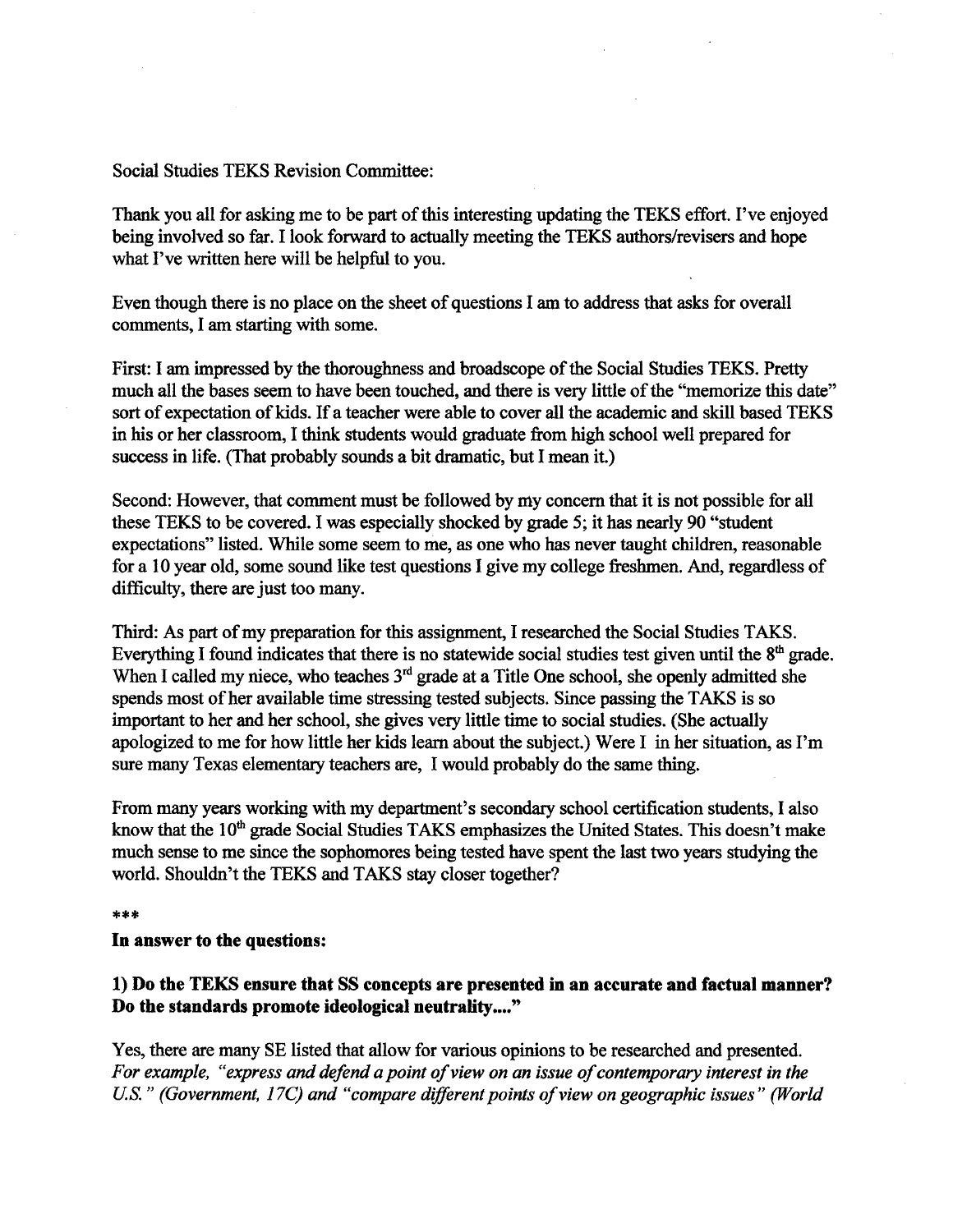Social Studies TEKS Revision Committee:

Thank you all for asking me to be part of this interesting updating the TEKS effort. I've enjoyed being involved so far. I look forward to actually meeting the TEKS authors/revisers and hope what I've written here will be helpful to you.

Even though there is no place on the sheet of questions I am to address that asks for overall comments, I am starting with some.

First: I am impressed by the thoroughness and broadscope of the Social Studies TEKS. Pretty much all the bases seem to have been touched, and there is very little of the "memorize this date" sort of expectation of kids. If a teacher were able to cover all the academic and skill based TEKS in his or her classroom, I think students would graduate from high school well prepared for success in life. (That probably sounds a bit dramatic, but I mean it.)

Second: However, that comment must be followed by my concern that it is not possible for all these TEKS to be covered. I was especially shocked by grade 5; it has nearly 90 "student expectations" listed. While some seem to me, as one who has never taught children, reasonable for a 10 year old, some sound like test questions I give my college freshmen. And, regardless of difficulty, there are just too many.

Third: As part of my preparation for this assignment, I researched the Social Studies TAKS. Everything I found indicates that there is no statewide social studies test given until the 8th grade. When I called my niece, who teaches 3rd grade at a Title One school, she openly admitted she spends most of her available time stressing tested subjects. Since passing the TAKS is so important to her and her school, she gives very little time to social studies. (She actually apologized to me for how little her kids learn about the subject.) Were I in her situation, as I'm sure many Texas elementary teachers are, I would probably do the same thing.

From many years working with my department's secondary school certification students, I also know that the 10th grade Social Studies TAKS emphasizes the United States. This doesn't make much sense to me since the sophomores being tested have spent the last two years studying the world. Shouldn't the TEKS and TAKS stay closer together?

***

**In answer to the questions:**

**1) Do the TEKS ensure that SS concepts are presented in an accurate and factual manner? Do the standards promote ideological neutrality...."**

Yes, there are many SE listed that allow for various opinions to be researched and presented. *For example, "express and defend a point of view on an issue of contemporary interest in the U.S." (Government, 17C) and "compare different points of view on geographic issues" (World*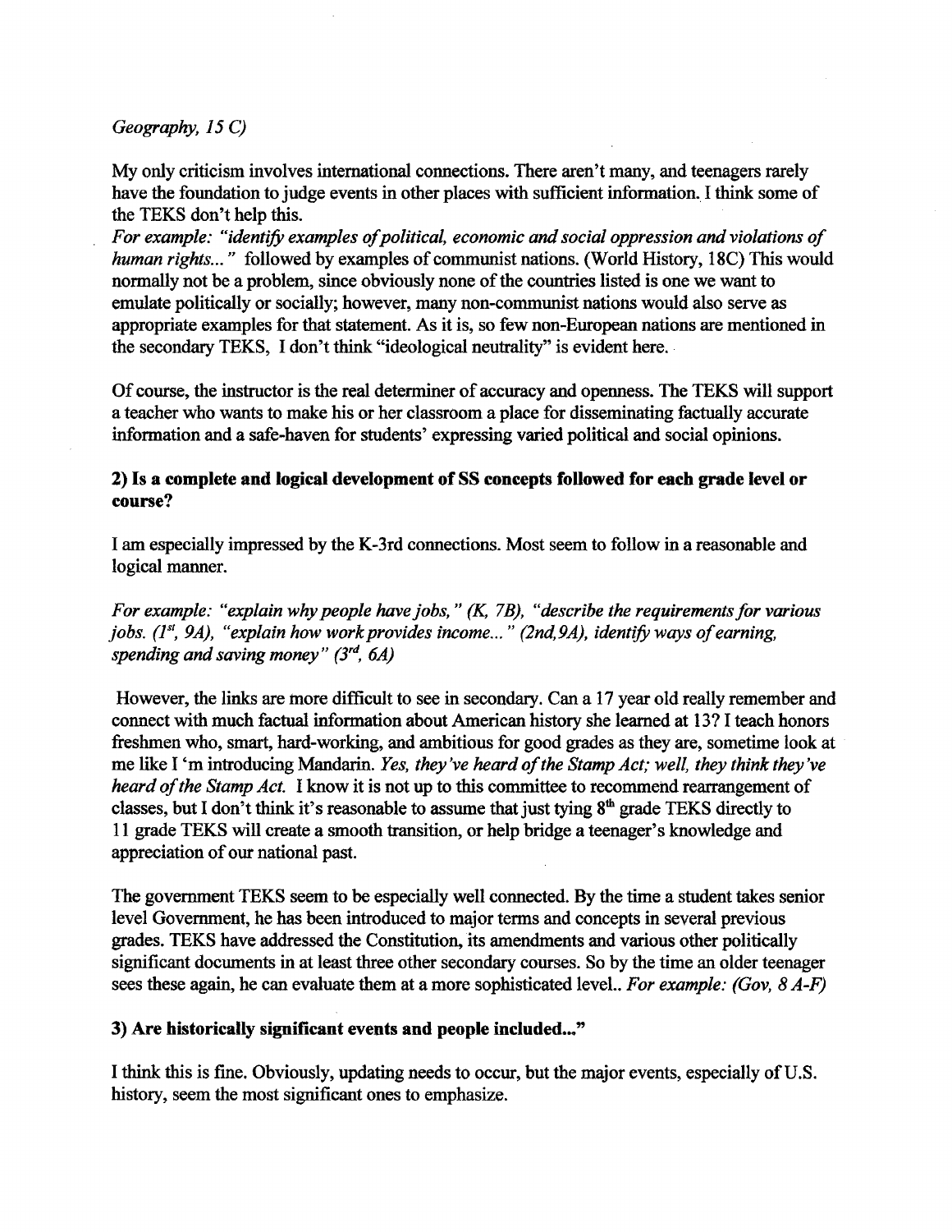*Geography, 15 C)*

My only criticism involves international connections. There aren't many, and teenagers rarely have the foundation to judge events in other places with sufficient information. I think some of the TEKS don't help this.
*For example: "identify examples of political, economic and social oppression and violations of human rights..."* followed by examples of communist nations. (World History, 18C) This would normally not be a problem, since obviously none of the countries listed is one we want to emulate politically or socially; however, many non-communist nations would also serve as appropriate examples for that statement. As it is, so few non-European nations are mentioned in the secondary TEKS, I don't think "ideological neutrality" is evident here.

Of course, the instructor is the real determiner of accuracy and openness. The TEKS will support a teacher who wants to make his or her classroom a place for disseminating factually accurate information and a safe-haven for students' expressing varied political and social opinions.

**2) Is a complete and logical development of SS concepts followed for each grade level or course?**

I am especially impressed by the K-3rd connections. Most seem to follow in a reasonable and logical manner.

*For example: "explain why people have jobs," (K, 7B), "describe the requirements for various jobs. (1st, 9A), "explain how work provides income..." (2nd,9A), identify ways of earning, spending and saving money" (3rd, 6A)*

However, the links are more difficult to see in secondary. Can a 17 year old really remember and connect with much factual information about American history she learned at 13? I teach honors freshmen who, smart, hard-working, and ambitious for good grades as they are, sometime look at me like I 'm introducing Mandarin. *Yes, they've heard of the Stamp Act; well, they think they've heard of the Stamp Act.* I know it is not up to this committee to recommend rearrangement of classes, but I don't think it's reasonable to assume that just tying 8th grade TEKS directly to 11 grade TEKS will create a smooth transition, or help bridge a teenager's knowledge and appreciation of our national past.

The government TEKS seem to be especially well connected. By the time a student takes senior level Government, he has been introduced to major terms and concepts in several previous grades. TEKS have addressed the Constitution, its amendments and various other politically significant documents in at least three other secondary courses. So by the time an older teenager sees these again, he can evaluate them at a more sophisticated level.. *For example: (Gov, 8 A-F)*

**3) Are historically significant events and people included..."**

I think this is fine. Obviously, updating needs to occur, but the major events, especially of U.S. history, seem the most significant ones to emphasize.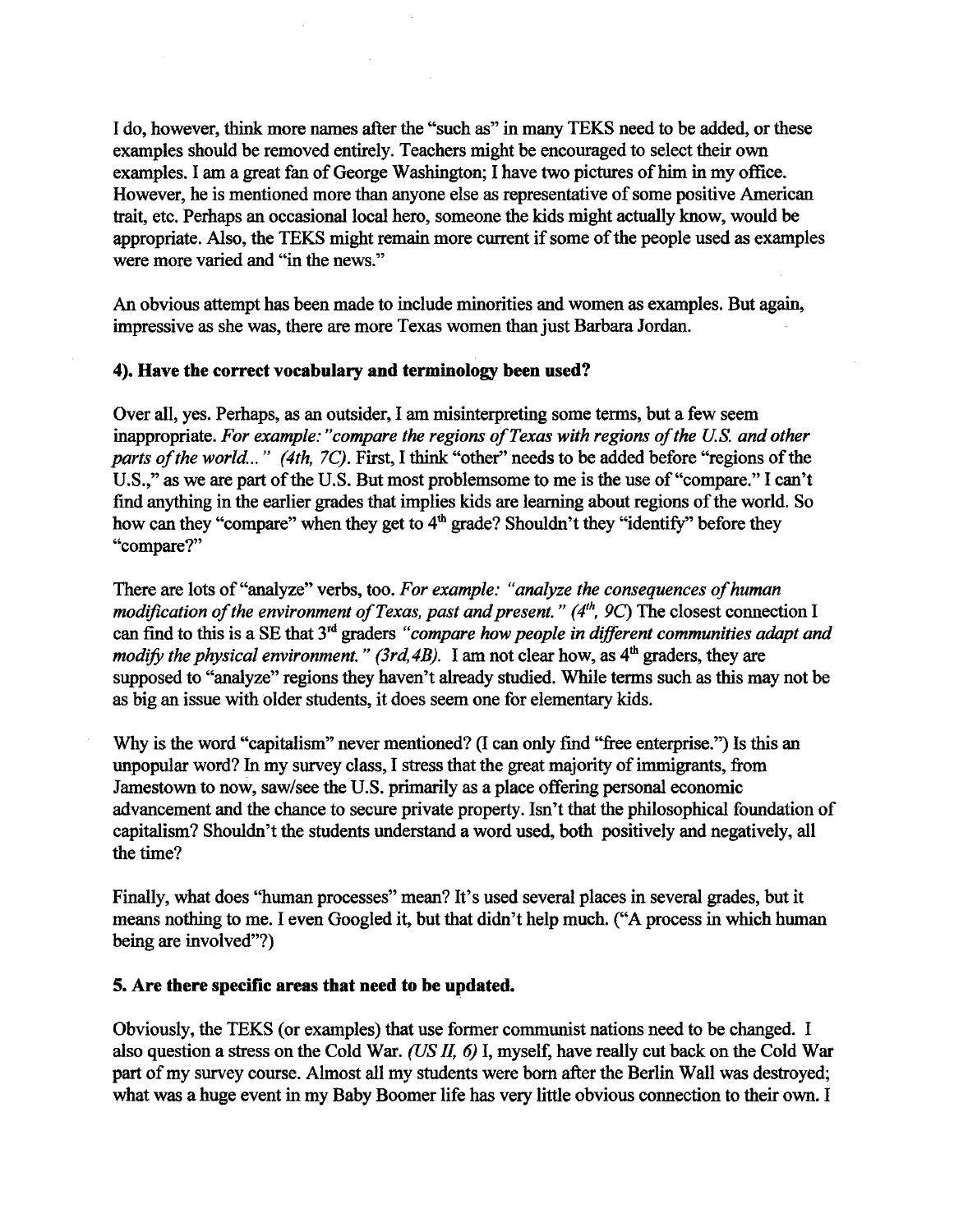I do, however, think more names after the "such as" in many TEKS need to be added, or these examples should be removed entirely. Teachers might be encouraged to select their own examples. I am a great fan of George Washington; I have two pictures of him in my office. However, he is mentioned more than anyone else as representative of some positive American trait, etc. Perhaps an occasional local hero, someone the kids might actually know, would be appropriate. Also, the TEKS might remain more current if some of the people used as examples were more varied and "in the news."

An obvious attempt has been made to include minorities and women as examples. But again, impressive as she was, there are more Texas women than just Barbara Jordan.

**4). Have the correct vocabulary and terminology been used?**

Over all, yes. Perhaps, as an outsider, I am misinterpreting some terms, but a few seem inappropriate. *For example: "compare the regions of Texas with regions of the U.S. and other parts of the world..." (4th, 7C)*. First, I think "other" needs to be added before "regions of the U.S.," as we are part of the U.S. But most problemsome to me is the use of "compare." I can't find anything in the earlier grades that implies kids are learning about regions of the world. So how can they "compare" when they get to 4th grade? Shouldn't they "identify" before they "compare?"

There are lots of "analyze" verbs, too. *For example: "analyze the consequences of human modification of the environment of Texas, past and present." (4th, 9C)* The closest connection I can find to this is a SE that 3rd graders *"compare how people in different communities adapt and modify the physical environment." (3rd,4B)*. I am not clear how, as 4th graders, they are supposed to "analyze" regions they haven't already studied. While terms such as this may not be as big an issue with older students, it does seem one for elementary kids.

Why is the word "capitalism" never mentioned? (I can only find "free enterprise.") Is this an unpopular word? In my survey class, I stress that the great majority of immigrants, from Jamestown to now, saw/see the U.S. primarily as a place offering personal economic advancement and the chance to secure private property. Isn't that the philosophical foundation of capitalism? Shouldn't the students understand a word used, both positively and negatively, all the time?

Finally, what does "human processes" mean? It's used several places in several grades, but it means nothing to me. I even Googled it, but that didn't help much. ("A process in which human being are involved"?)

**5. Are there specific areas that need to be updated.**

Obviously, the TEKS (or examples) that use former communist nations need to be changed. I also question a stress on the Cold War. *(US II, 6)* I, myself, have really cut back on the Cold War part of my survey course. Almost all my students were born after the Berlin Wall was destroyed; what was a huge event in my Baby Boomer life has very little obvious connection to their own. I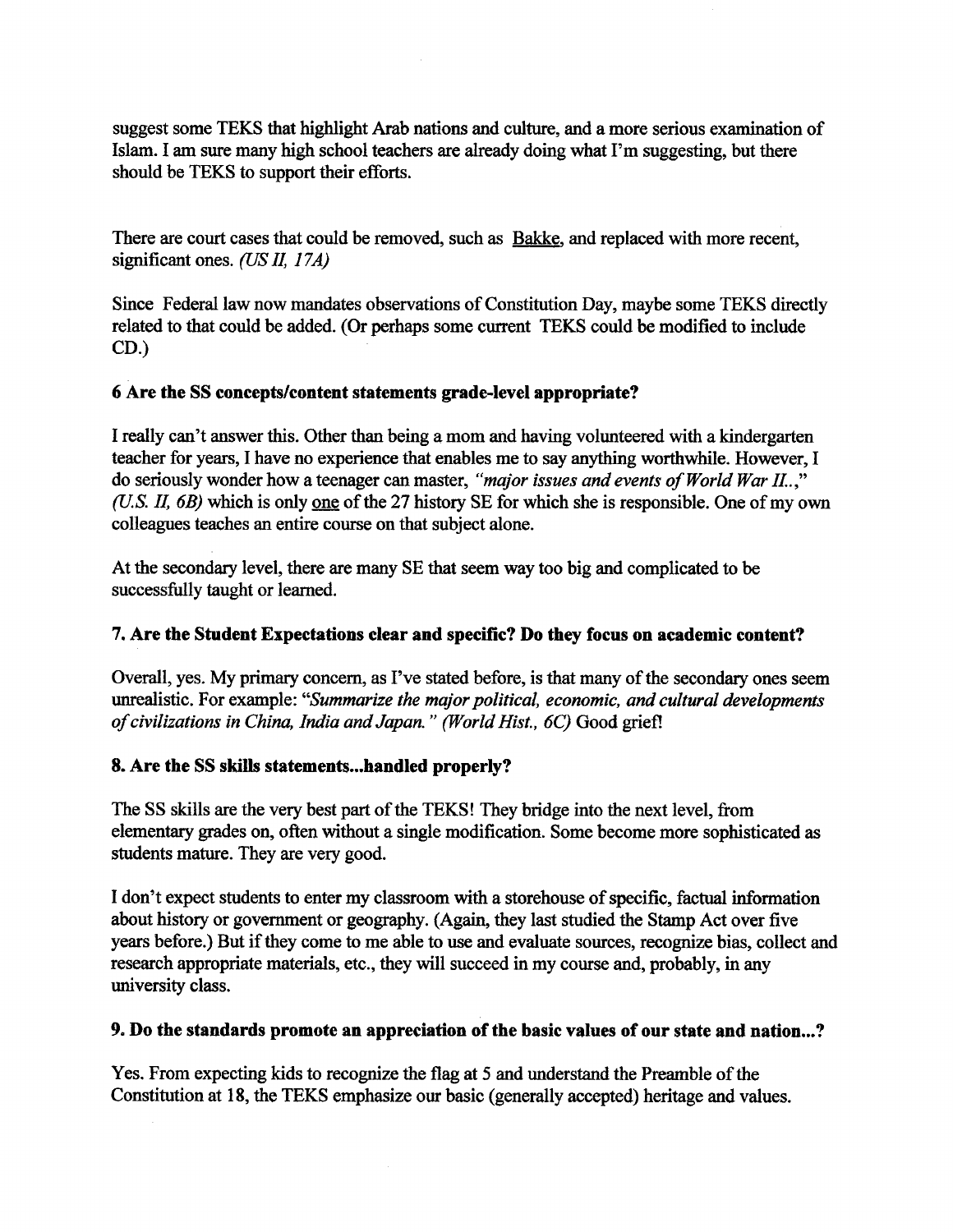suggest some TEKS that highlight Arab nations and culture, and a more serious examination of Islam. I am sure many high school teachers are already doing what I'm suggesting, but there should be TEKS to support their efforts.

There are court cases that could be removed, such as Bakke, and replaced with more recent, significant ones. *(US II, 17A)*

Since Federal law now mandates observations of Constitution Day, maybe some TEKS directly related to that could be added. (Or perhaps some current TEKS could be modified to include CD.)

**6 Are the SS concepts/content statements grade-level appropriate?**

I really can't answer this. Other than being a mom and having volunteered with a kindergarten teacher for years, I have no experience that enables me to say anything worthwhile. However, I do seriously wonder how a teenager can master, *"major issues and events of World War II..," (U.S. II, 6B)* which is only one of the 27 history SE for which she is responsible. One of my own colleagues teaches an entire course on that subject alone.

At the secondary level, there are many SE that seem way too big and complicated to be successfully taught or learned.

**7. Are the Student Expectations clear and specific? Do they focus on academic content?**

Overall, yes. My primary concern, as I've stated before, is that many of the secondary ones seem unrealistic. For example: *"Summarize the major political, economic, and cultural developments of civilizations in China, India and Japan." (World Hist., 6C)* Good grief!

**8. Are the SS skills statements...handled properly?**

The SS skills are the very best part of the TEKS! They bridge into the next level, from elementary grades on, often without a single modification. Some become more sophisticated as students mature. They are very good.

I don't expect students to enter my classroom with a storehouse of specific, factual information about history or government or geography. (Again, they last studied the Stamp Act over five years before.) But if they come to me able to use and evaluate sources, recognize bias, collect and research appropriate materials, etc., they will succeed in my course and, probably, in any university class.

**9. Do the standards promote an appreciation of the basic values of our state and nation...?**

Yes. From expecting kids to recognize the flag at 5 and understand the Preamble of the Constitution at 18, the TEKS emphasize our basic (generally accepted) heritage and values.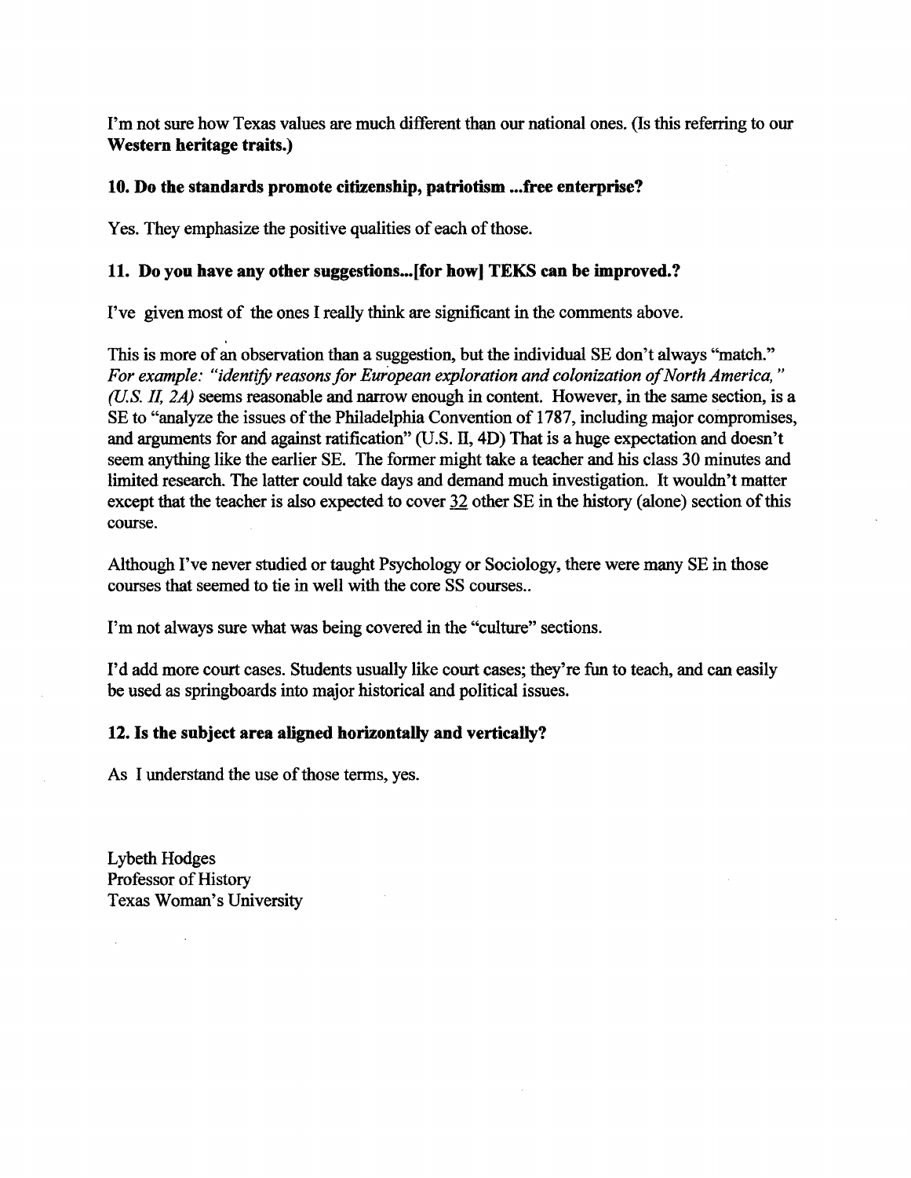I'm not sure how Texas values are much different than our national ones. (Is this referring to our **Western heritage traits.)**

**10. Do the standards promote citizenship, patriotism ...free enterprise?**

Yes. They emphasize the positive qualities of each of those.

**11. Do you have any other suggestions...[for how] TEKS can be improved.?**

I've given most of the ones I really think are significant in the comments above.

This is more of an observation than a suggestion, but the individual SE don't always "match." *For example: "identify reasons for European exploration and colonization of North America," (U.S. II, 2A)* seems reasonable and narrow enough in content. However, in the same section, is a SE to "analyze the issues of the Philadelphia Convention of 1787, including major compromises, and arguments for and against ratification" (U.S. II, 4D) That is a huge expectation and doesn't seem anything like the earlier SE. The former might take a teacher and his class 30 minutes and limited research. The latter could take days and demand much investigation. It wouldn't matter except that the teacher is also expected to cover 32 other SE in the history (alone) section of this course.

Although I've never studied or taught Psychology or Sociology, there were many SE in those courses that seemed to tie in well with the core SS courses..

I'm not always sure what was being covered in the "culture" sections.

I'd add more court cases. Students usually like court cases; they're fun to teach, and can easily be used as springboards into major historical and political issues.

**12. Is the subject area aligned horizontally and vertically?**

As I understand the use of those terms, yes.

Lybeth Hodges
Professor of History
Texas Woman's University